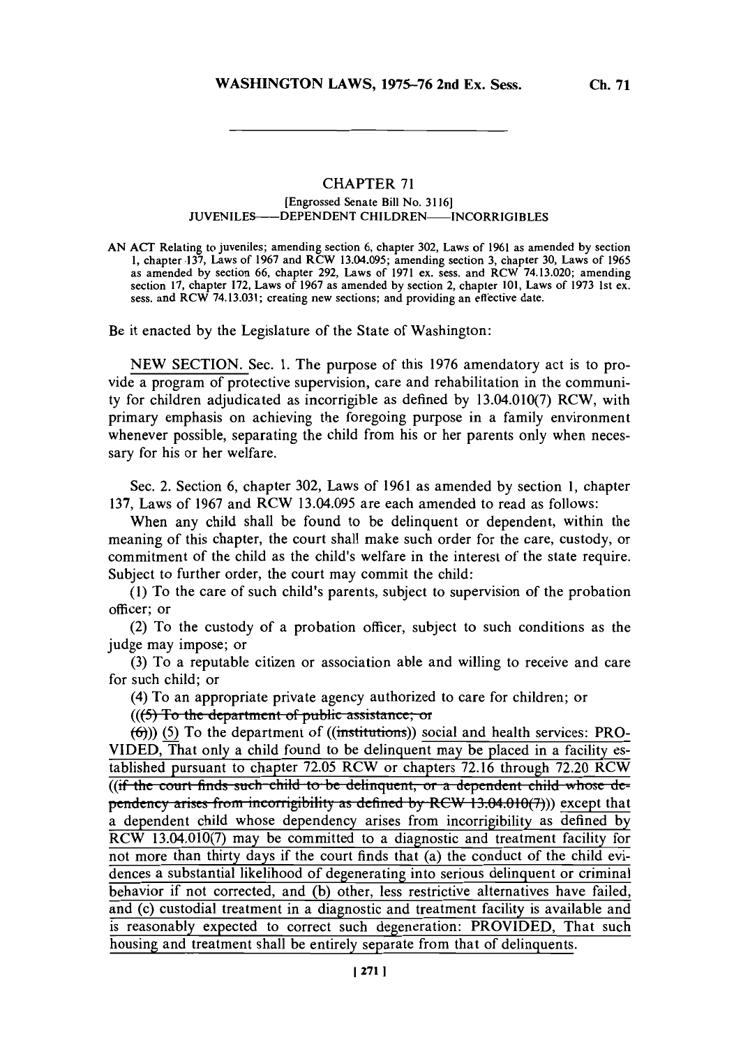## CHAPTER 71

[Engrossed Senate Bill No. 3116]

JUVENILES——DEPENDENT CHILDREN——INCORRIGIBLES

AN ACT Relating to juveniles; amending section 6, chapter 302, Laws of 1961 as amended by section 1, chapter 137, Laws of 1967 and RCW 13.04.095; amending section 3, chapter 30, Laws of 1965 as amended by section 66, chapter 292, Laws of 1971 ex. sess. and RCW 74.13.020; amending section 17, chapter 172, Laws of 1967 as amended by section 2, chapter 101, Laws of 1973 1st ex. sess. and RCW 74.13.031; creating new sections; and providing an effective date.

Be it enacted by the Legislature of the State of Washington:

NEW SECTION. Sec. 1. The purpose of this 1976 amendatory act is to provide a program of protective supervision, care and rehabilitation in the community for children adjudicated as incorrigible as defined by 13.04.010(7) RCW, with primary emphasis on achieving the foregoing purpose in a family environment whenever possible, separating the child from his or her parents only when necessary for his or her welfare.

Sec. 2. Section 6, chapter 302, Laws of 1961 as amended by section 1, chapter 137, Laws of 1967 and RCW 13.04.095 are each amended to read as follows:

When any child shall be found to be delinquent or dependent, within the meaning of this chapter, the court shall make such order for the care, custody, or commitment of the child as the child's welfare in the interest of the state require. Subject to further order, the court may commit the child:

(1) To the care of such child's parents, subject to supervision of the probation officer; or

(2) To the custody of a probation officer, subject to such conditions as the judge may impose; or

(3) To a reputable citizen or association able and willing to receive and care for such child; or

(4) To an appropriate private agency authorized to care for children; or

((~~(5) To the department of public assistance; or~~

~~(6)~~)) (5) To the department of ((~~institutions~~)) social and health services: PROVIDED, That only a child found to be delinquent may be placed in a facility established pursuant to chapter 72.05 RCW or chapters 72.16 through 72.20 RCW ((~~if the court finds such child to be delinquent, or a dependent child whose dependency arises from incorrigibility as defined by RCW 13.04.010(7)~~)) except that a dependent child whose dependency arises from incorrigibility as defined by RCW 13.04.010(7) may be committed to a diagnostic and treatment facility for not more than thirty days if the court finds that (a) the conduct of the child evidences a substantial likelihood of degenerating into serious delinquent or criminal behavior if not corrected, and (b) other, less restrictive alternatives have failed, and (c) custodial treatment in a diagnostic and treatment facility is available and is reasonably expected to correct such degeneration: PROVIDED, That such housing and treatment shall be entirely separate from that of delinquents.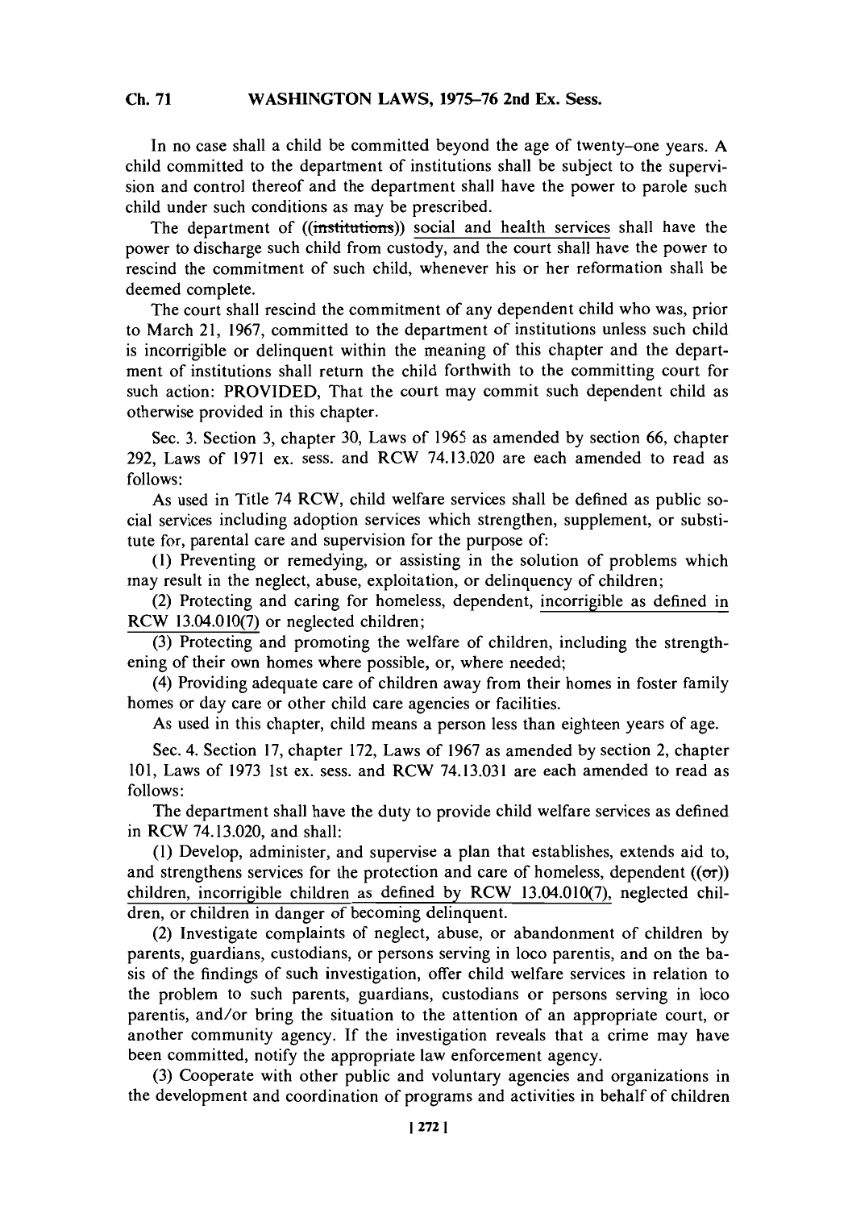In no case shall a child be committed beyond the age of twenty-one years. A child committed to the department of institutions shall be subject to the supervision and control thereof and the department shall have the power to parole such child under such conditions as may be prescribed.

The department of ((~~institutions~~)) social and health services shall have the power to discharge such child from custody, and the court shall have the power to rescind the commitment of such child, whenever his or her reformation shall be deemed complete.

The court shall rescind the commitment of any dependent child who was, prior to March 21, 1967, committed to the department of institutions unless such child is incorrigible or delinquent within the meaning of this chapter and the department of institutions shall return the child forthwith to the committing court for such action: PROVIDED, That the court may commit such dependent child as otherwise provided in this chapter.

Sec. 3. Section 3, chapter 30, Laws of 1965 as amended by section 66, chapter 292, Laws of 1971 ex. sess. and RCW 74.13.020 are each amended to read as follows:

As used in Title 74 RCW, child welfare services shall be defined as public social services including adoption services which strengthen, supplement, or substitute for, parental care and supervision for the purpose of:

(1) Preventing or remedying, or assisting in the solution of problems which may result in the neglect, abuse, exploitation, or delinquency of children;

(2) Protecting and caring for homeless, dependent, incorrigible as defined in RCW 13.04.010(7) or neglected children;

(3) Protecting and promoting the welfare of children, including the strengthening of their own homes where possible, or, where needed;

(4) Providing adequate care of children away from their homes in foster family homes or day care or other child care agencies or facilities.

As used in this chapter, child means a person less than eighteen years of age.

Sec. 4. Section 17, chapter 172, Laws of 1967 as amended by section 2, chapter 101, Laws of 1973 1st ex. sess. and RCW 74.13.031 are each amended to read as follows:

The department shall have the duty to provide child welfare services as defined in RCW 74.13.020, and shall:

(1) Develop, administer, and supervise a plan that establishes, extends aid to, and strengthens services for the protection and care of homeless, dependent ((~~or~~)) children, incorrigible children as defined by RCW 13.04.010(7), neglected children, or children in danger of becoming delinquent.

(2) Investigate complaints of neglect, abuse, or abandonment of children by parents, guardians, custodians, or persons serving in loco parentis, and on the basis of the findings of such investigation, offer child welfare services in relation to the problem to such parents, guardians, custodians or persons serving in loco parentis, and/or bring the situation to the attention of an appropriate court, or another community agency. If the investigation reveals that a crime may have been committed, notify the appropriate law enforcement agency.

(3) Cooperate with other public and voluntary agencies and organizations in the development and coordination of programs and activities in behalf of children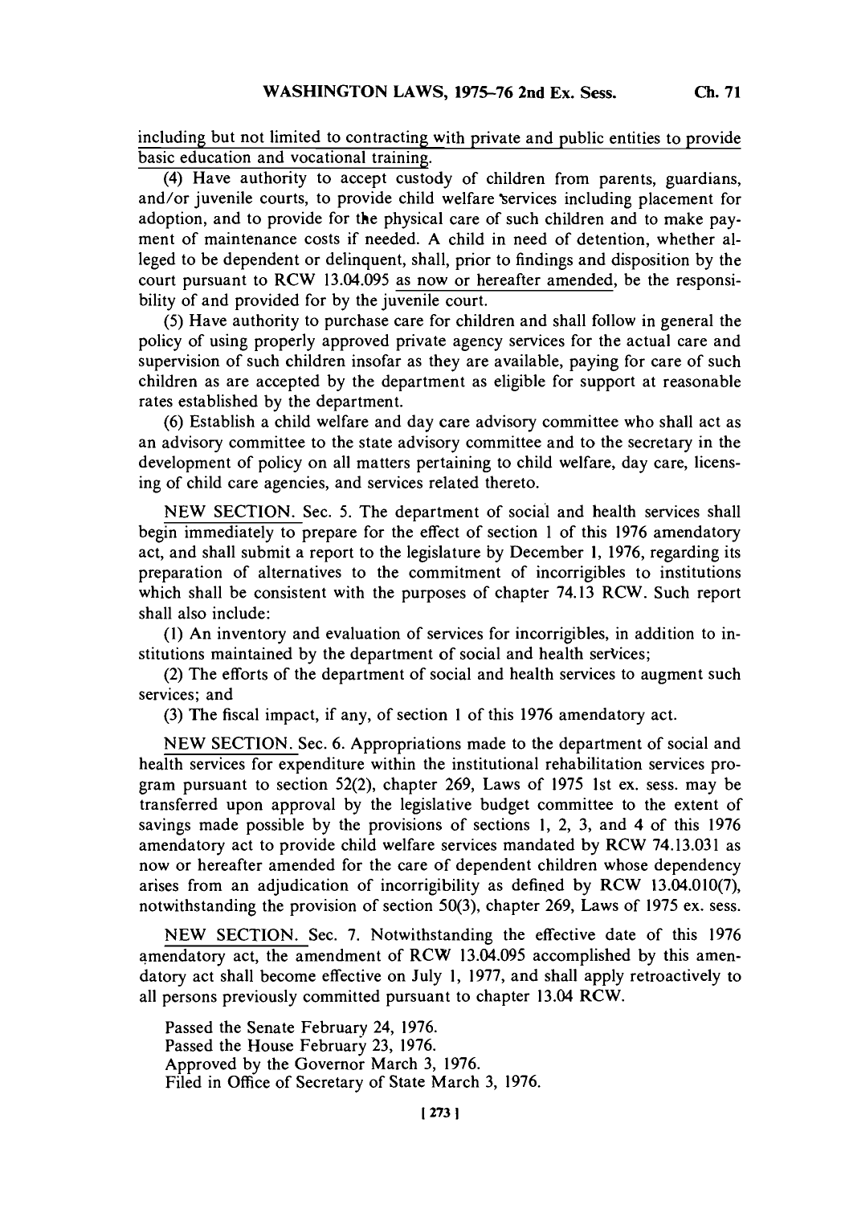including but not limited to contracting with private and public entities to provide basic education and vocational training.

(4) Have authority to accept custody of children from parents, guardians, and/or juvenile courts, to provide child welfare services including placement for adoption, and to provide for the physical care of such children and to make payment of maintenance costs if needed. A child in need of detention, whether alleged to be dependent or delinquent, shall, prior to findings and disposition by the court pursuant to RCW 13.04.095 as now or hereafter amended, be the responsibility of and provided for by the juvenile court.

(5) Have authority to purchase care for children and shall follow in general the policy of using properly approved private agency services for the actual care and supervision of such children insofar as they are available, paying for care of such children as are accepted by the department as eligible for support at reasonable rates established by the department.

(6) Establish a child welfare and day care advisory committee who shall act as an advisory committee to the state advisory committee and to the secretary in the development of policy on all matters pertaining to child welfare, day care, licensing of child care agencies, and services related thereto.

NEW SECTION. Sec. 5. The department of social and health services shall begin immediately to prepare for the effect of section 1 of this 1976 amendatory act, and shall submit a report to the legislature by December 1, 1976, regarding its preparation of alternatives to the commitment of incorrigibles to institutions which shall be consistent with the purposes of chapter 74.13 RCW. Such report shall also include:

(1) An inventory and evaluation of services for incorrigibles, in addition to institutions maintained by the department of social and health services;

(2) The efforts of the department of social and health services to augment such services; and

(3) The fiscal impact, if any, of section 1 of this 1976 amendatory act.

NEW SECTION. Sec. 6. Appropriations made to the department of social and health services for expenditure within the institutional rehabilitation services program pursuant to section 52(2), chapter 269, Laws of 1975 1st ex. sess. may be transferred upon approval by the legislative budget committee to the extent of savings made possible by the provisions of sections 1, 2, 3, and 4 of this 1976 amendatory act to provide child welfare services mandated by RCW 74.13.031 as now or hereafter amended for the care of dependent children whose dependency arises from an adjudication of incorrigibility as defined by RCW 13.04.010(7), notwithstanding the provision of section 50(3), chapter 269, Laws of 1975 ex. sess.

NEW SECTION. Sec. 7. Notwithstanding the effective date of this 1976 amendatory act, the amendment of RCW 13.04.095 accomplished by this amendatory act shall become effective on July 1, 1977, and shall apply retroactively to all persons previously committed pursuant to chapter 13.04 RCW.

Passed the Senate February 24, 1976.
Passed the House February 23, 1976.
Approved by the Governor March 3, 1976.
Filed in Office of Secretary of State March 3, 1976.